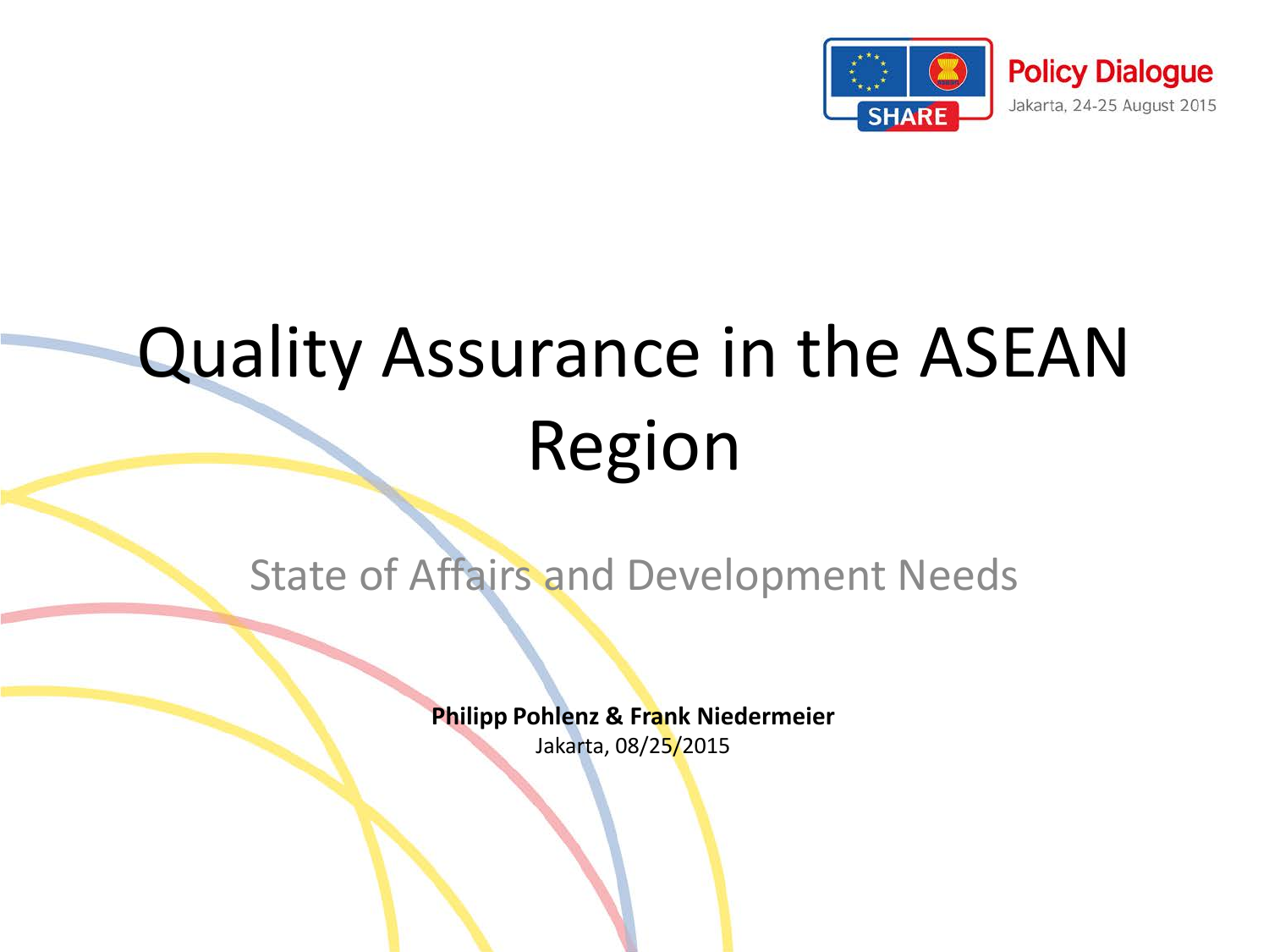Policy Dialogue
Jakarta, 24-25 August 2015

# Quality Assurance in the ASEAN Region

## State of Affairs and Development Needs

**Philipp Pohlenz & Frank Niedermeier**
Jakarta, 08/25/2015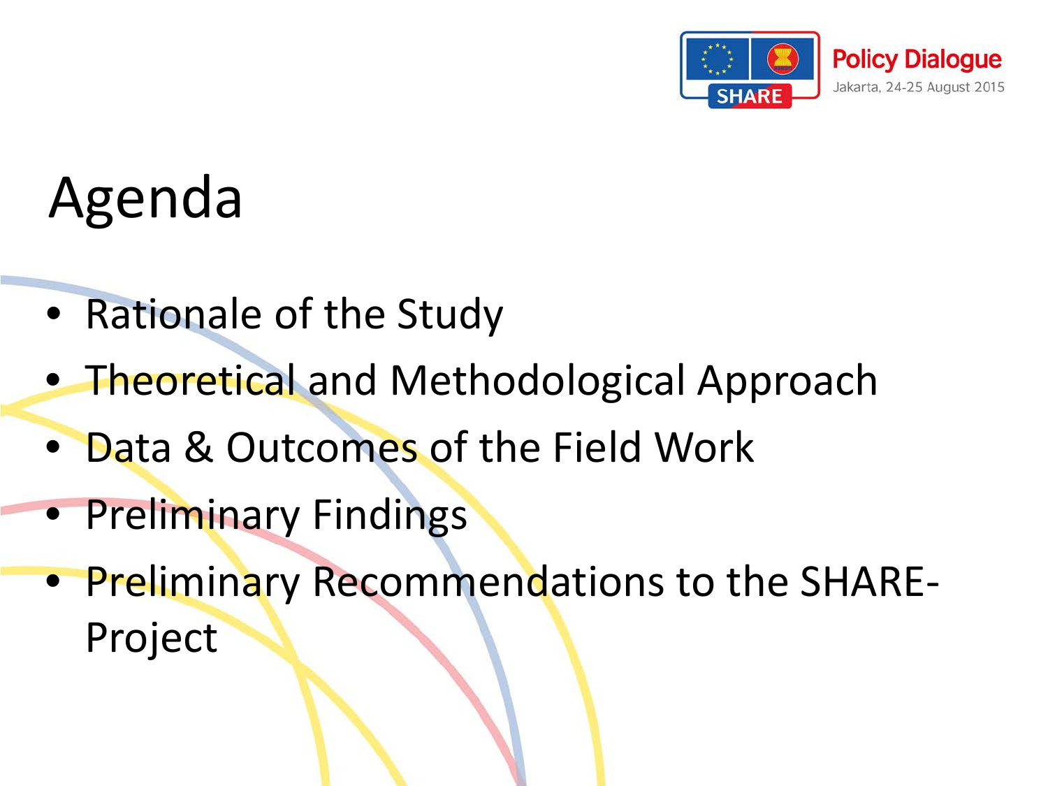# Agenda

- Rationale of the Study
- Theoretical and Methodological Approach
- Data & Outcomes of the Field Work
- Preliminary Findings
- Preliminary Recommendations to the SHARE-Project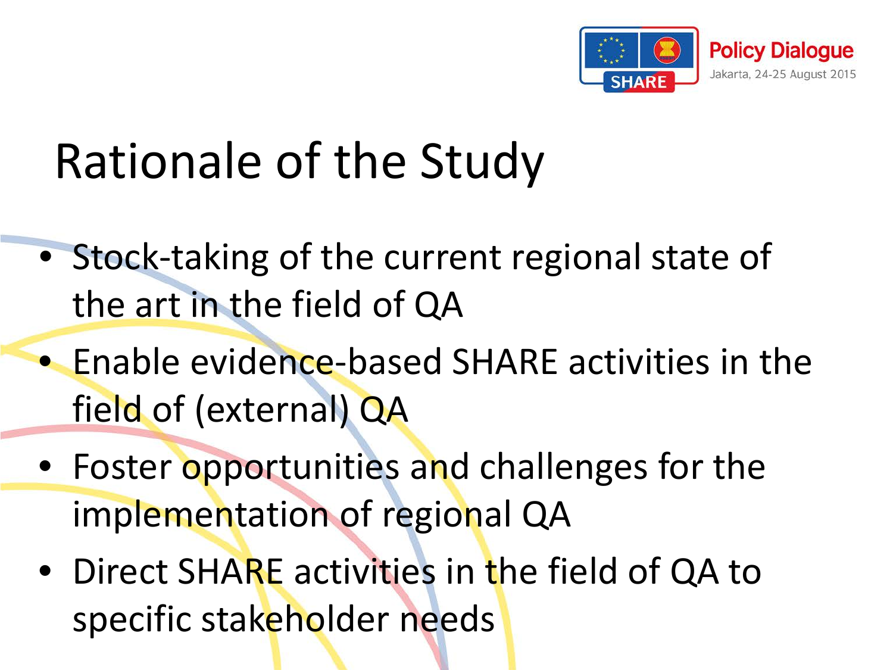# Rationale of the Study

- Stock-taking of the current regional state of the art in the field of QA
- Enable evidence-based SHARE activities in the field of (external) QA
- Foster opportunities and challenges for the implementation of regional QA
- Direct SHARE activities in the field of QA to specific stakeholder needs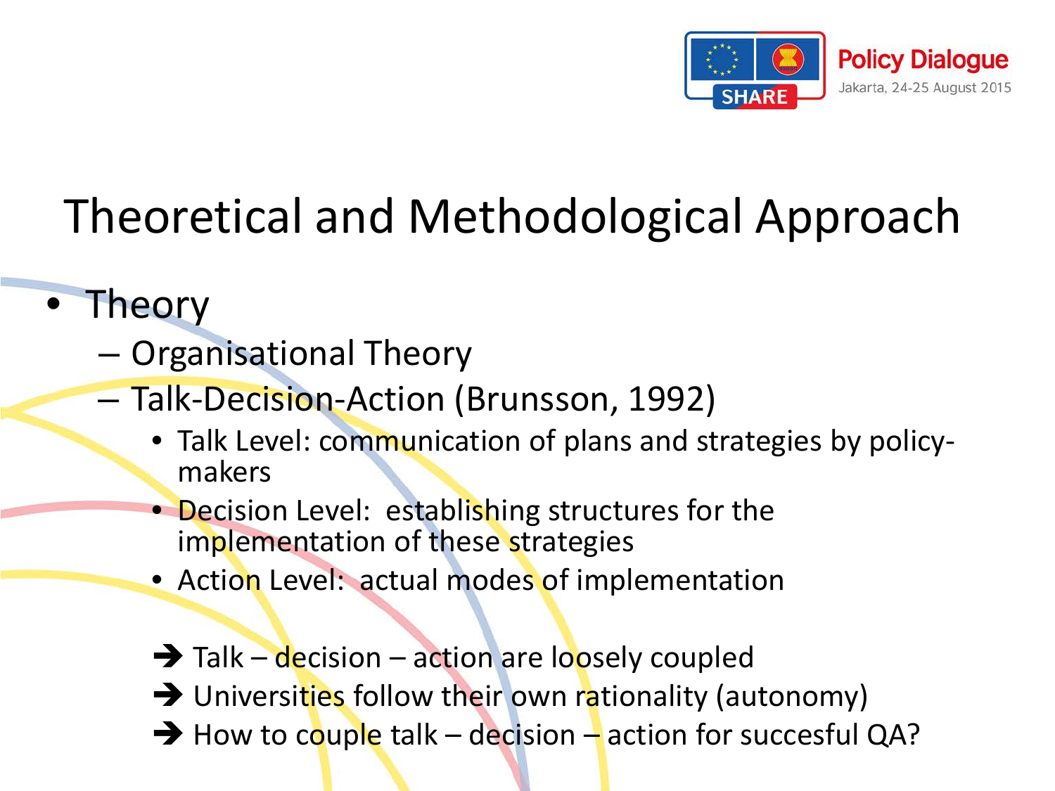# Theoretical and Methodological Approach

- Theory
  - Organisational Theory
  - Talk-Decision-Action (Brunsson, 1992)
    - Talk Level: communication of plans and strategies by policy-makers
    - Decision Level: establishing structures for the implementation of these strategies
    - Action Level: actual modes of implementation

➔ Talk – decision – action are loosely coupled
➔ Universities follow their own rationality (autonomy)
➔ How to couple talk – decision – action for succesful QA?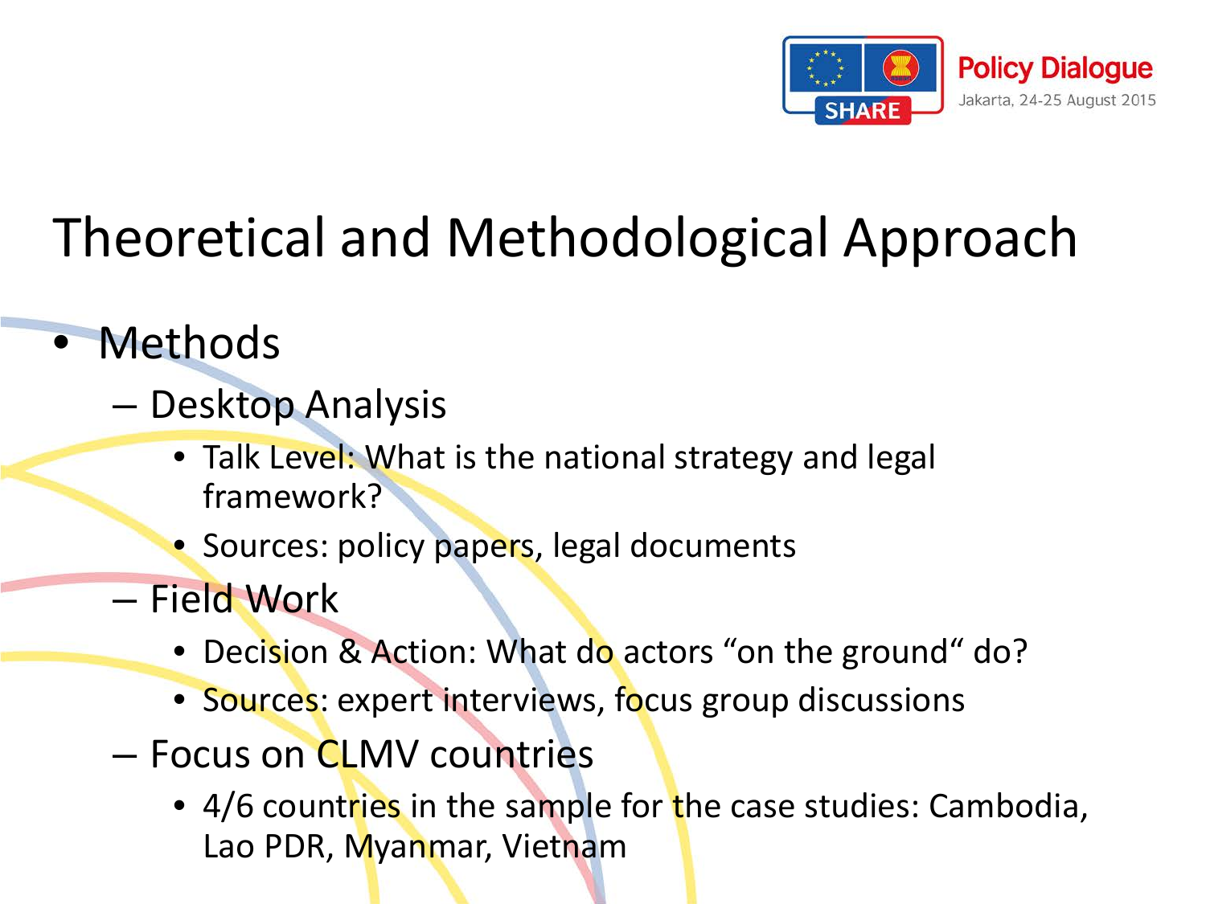# Theoretical and Methodological Approach

- Methods
  - Desktop Analysis
    - Talk Level: What is the national strategy and legal framework?
    - Sources: policy papers, legal documents
  - Field Work
    - Decision & Action: What do actors "on the ground" do?
    - Sources: expert interviews, focus group discussions
  - Focus on CLMV countries
    - 4/6 countries in the sample for the case studies: Cambodia, Lao PDR, Myanmar, Vietnam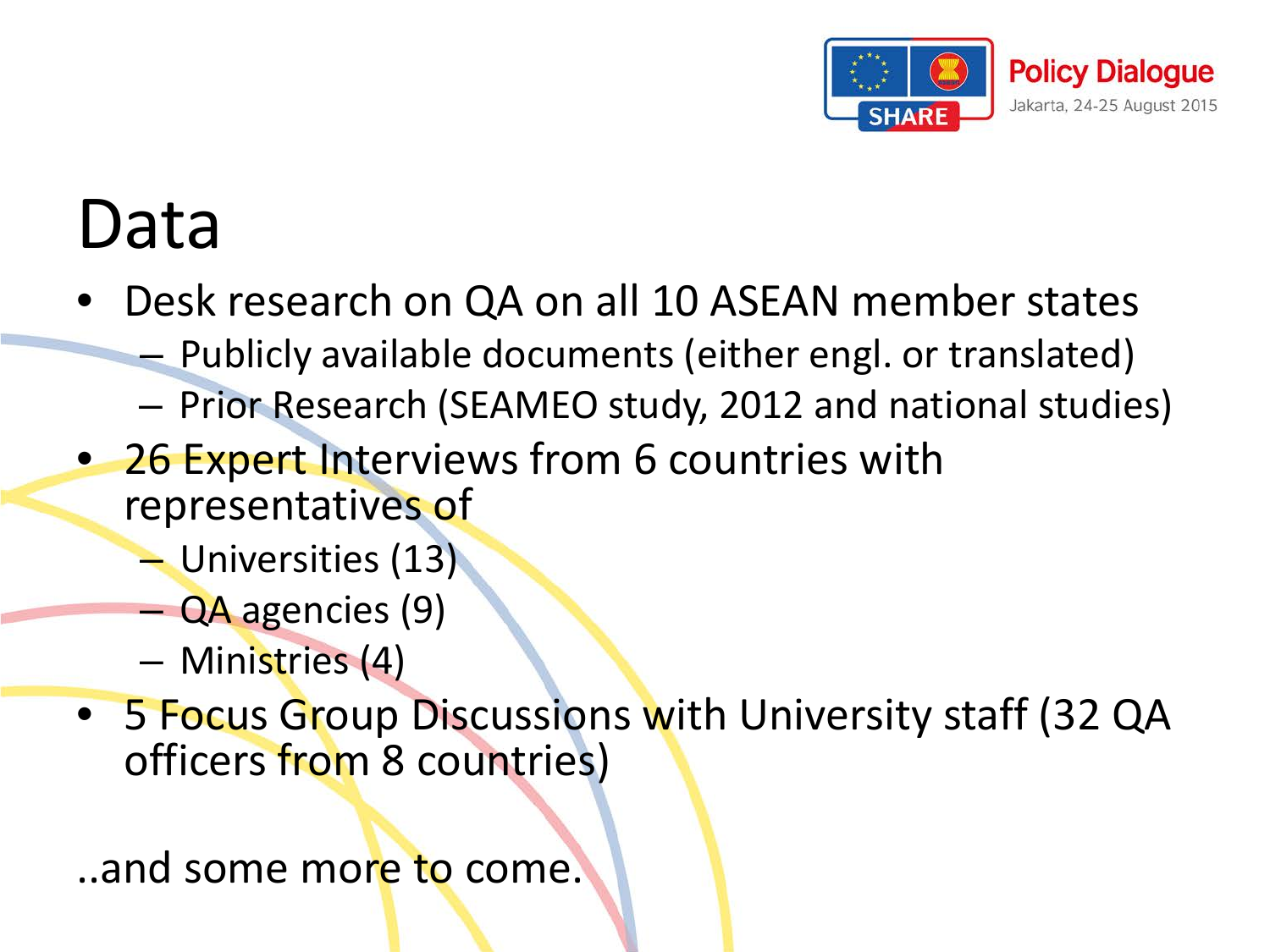# Data

- Desk research on QA on all 10 ASEAN member states
  - Publicly available documents (either engl. or translated)
  - Prior Research (SEAMEO study, 2012 and national studies)
- 26 Expert Interviews from 6 countries with representatives of
  - Universities (13)
  - QA agencies (9)
  - Ministries (4)
- 5 Focus Group Discussions with University staff (32 QA officers from 8 countries)

..and some more to come.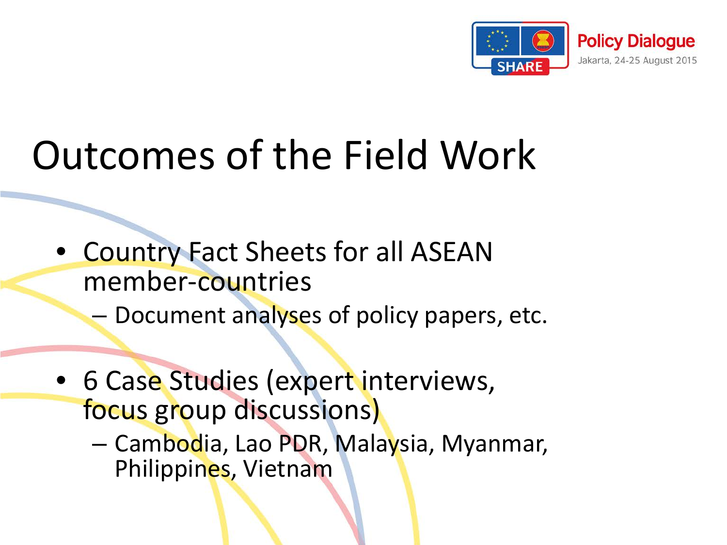# Outcomes of the Field Work

- Country Fact Sheets for all ASEAN member-countries
  - Document analyses of policy papers, etc.
- 6 Case Studies (expert interviews, focus group discussions)
  - Cambodia, Lao PDR, Malaysia, Myanmar, Philippines, Vietnam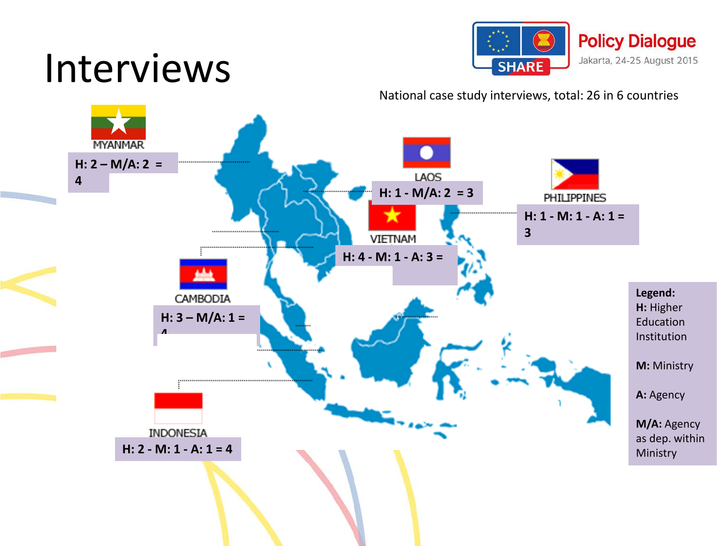# Interviews

Policy Dialogue
Jakarta, 24-25 August 2015

National case study interviews, total: 26 in 6 countries

MYANMAR
H: 2 – M/A: 2 = 4

LAOS
H: 1 - M/A: 2 = 3

PHILIPPINES
H: 1 - M: 1 - A: 1 = 3

VIETNAM
H: 4 - M: 1 - A: 3 =

CAMBODIA
H: 3 – M/A: 1 = 4

INDONESIA
H: 2 - M: 1 - A: 1 = 4

**Legend:**
**H:** Higher Education Institution

**M:** Ministry

**A:** Agency

**M/A:** Agency as dep. within Ministry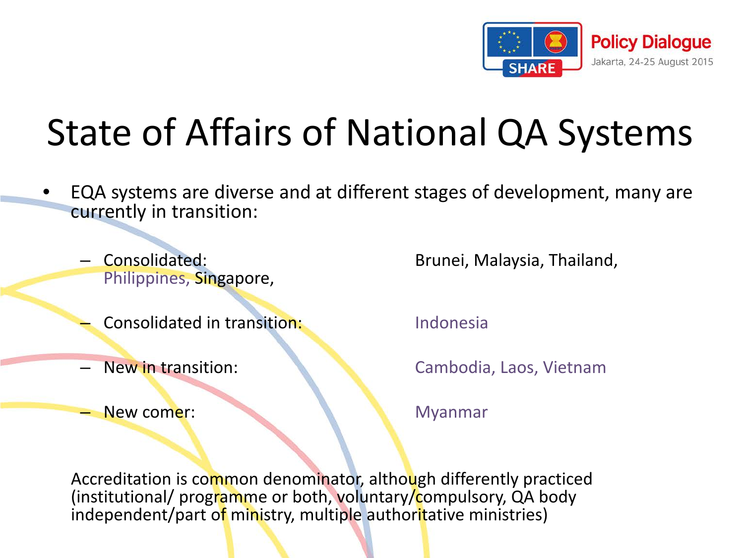# State of Affairs of National QA Systems

- EQA systems are diverse and at different stages of development, many are currently in transition:
  - Consolidated: Brunei, Malaysia, Thailand, Philippines, Singapore,
  - Consolidated in transition: Indonesia
  - New in transition: Cambodia, Laos, Vietnam
  - New comer: Myanmar

Accreditation is common denominator, although differently practiced (institutional/ programme or both, voluntary/compulsory, QA body independent/part of ministry, multiple authoritative ministries)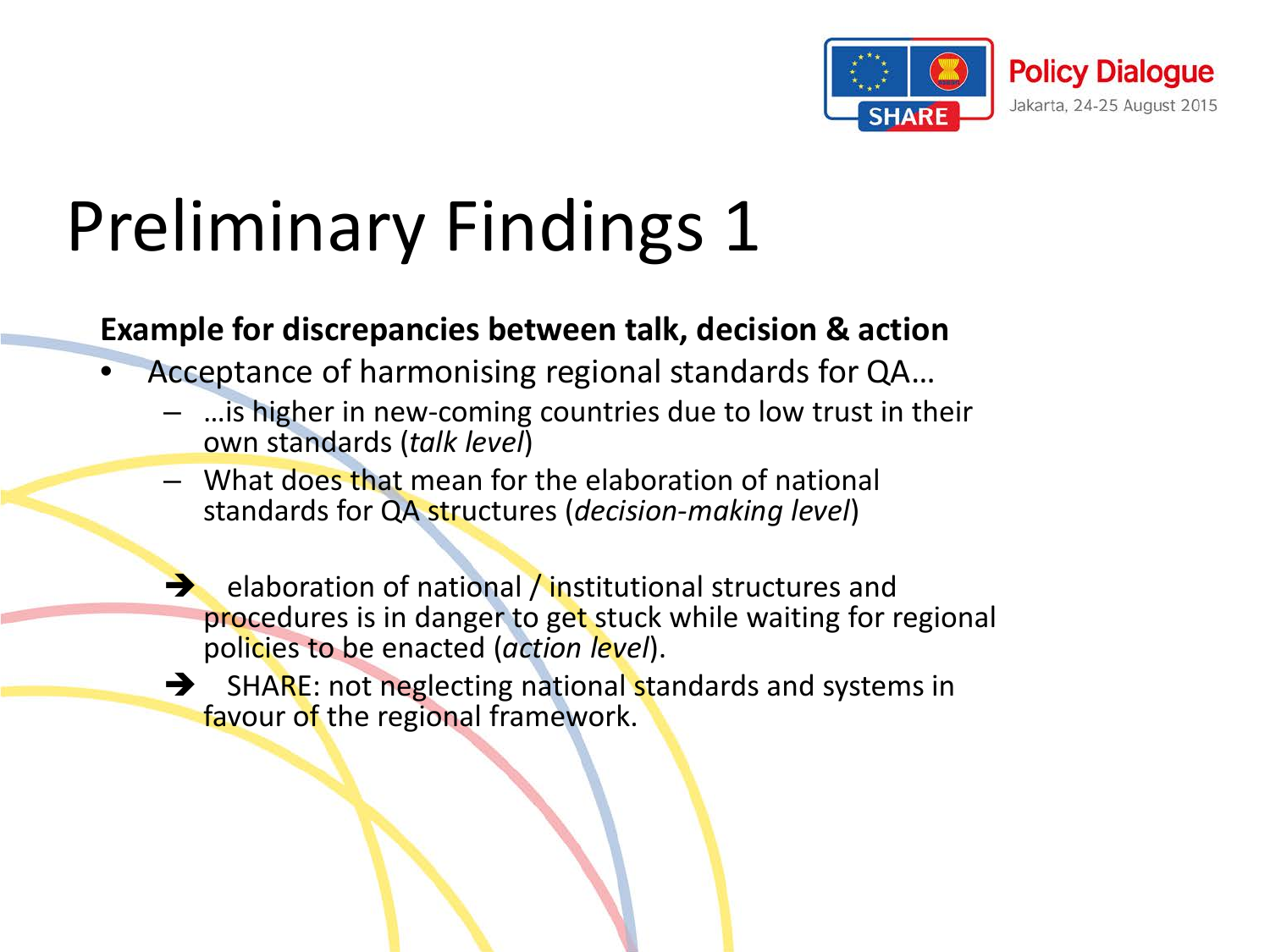# Preliminary Findings 1

**Example for discrepancies between talk, decision & action**

- Acceptance of harmonising regional standards for QA…
  - …is higher in new-coming countries due to low trust in their own standards (*talk level*)
  - What does that mean for the elaboration of national standards for QA structures (*decision-making level*)

➔ elaboration of national / institutional structures and procedures is in danger to get stuck while waiting for regional policies to be enacted (*action level*).

➔ SHARE: not neglecting national standards and systems in favour of the regional framework.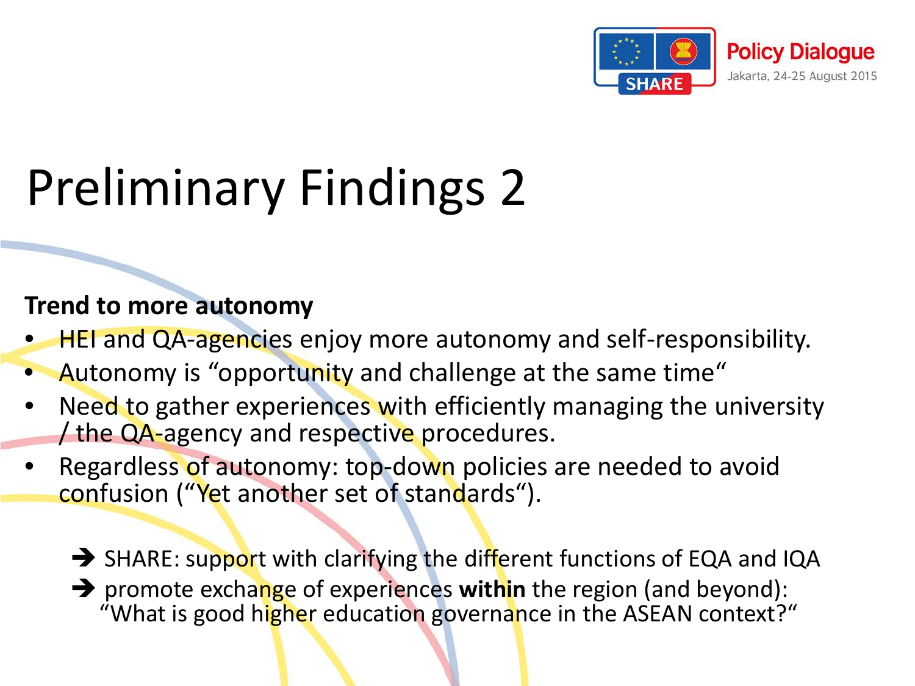# Preliminary Findings 2

**Trend to more autonomy**

- HEI and QA-agencies enjoy more autonomy and self-responsibility.
- Autonomy is "opportunity and challenge at the same time"
- Need to gather experiences with efficiently managing the university / the QA-agency and respective procedures.
- Regardless of autonomy: top-down policies are needed to avoid confusion ("Yet another set of standards").

➔ SHARE: support with clarifying the different functions of EQA and IQA

➔ promote exchange of experiences **within** the region (and beyond): "What is good higher education governance in the ASEAN context?"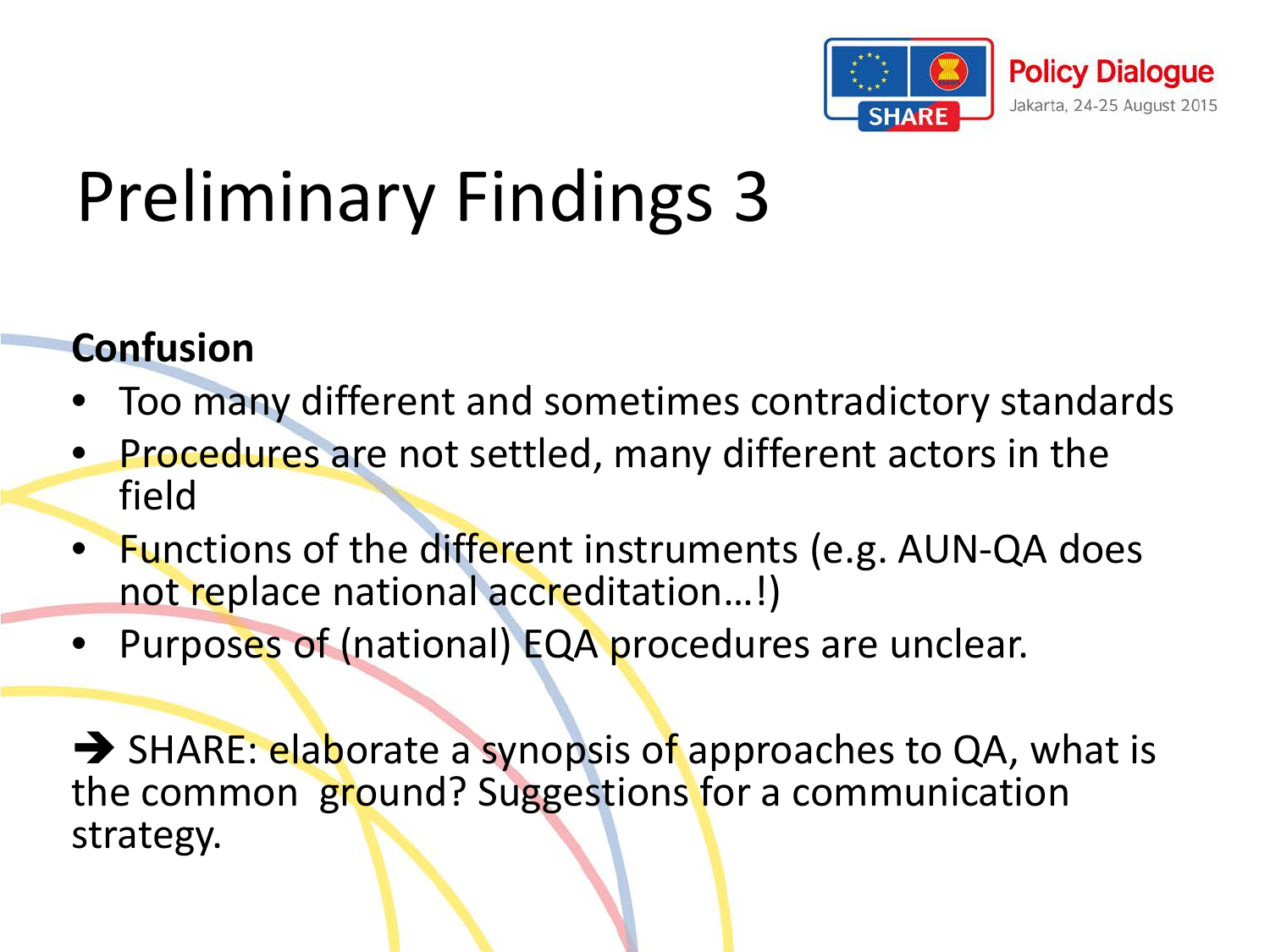# Preliminary Findings 3

**Confusion**

- Too many different and sometimes contradictory standards
- Procedures are not settled, many different actors in the field
- Functions of the different instruments (e.g. AUN-QA does not replace national accreditation…!)
- Purposes of (national) EQA procedures are unclear.

➔ SHARE: elaborate a synopsis of approaches to QA, what is the common ground? Suggestions for a communication strategy.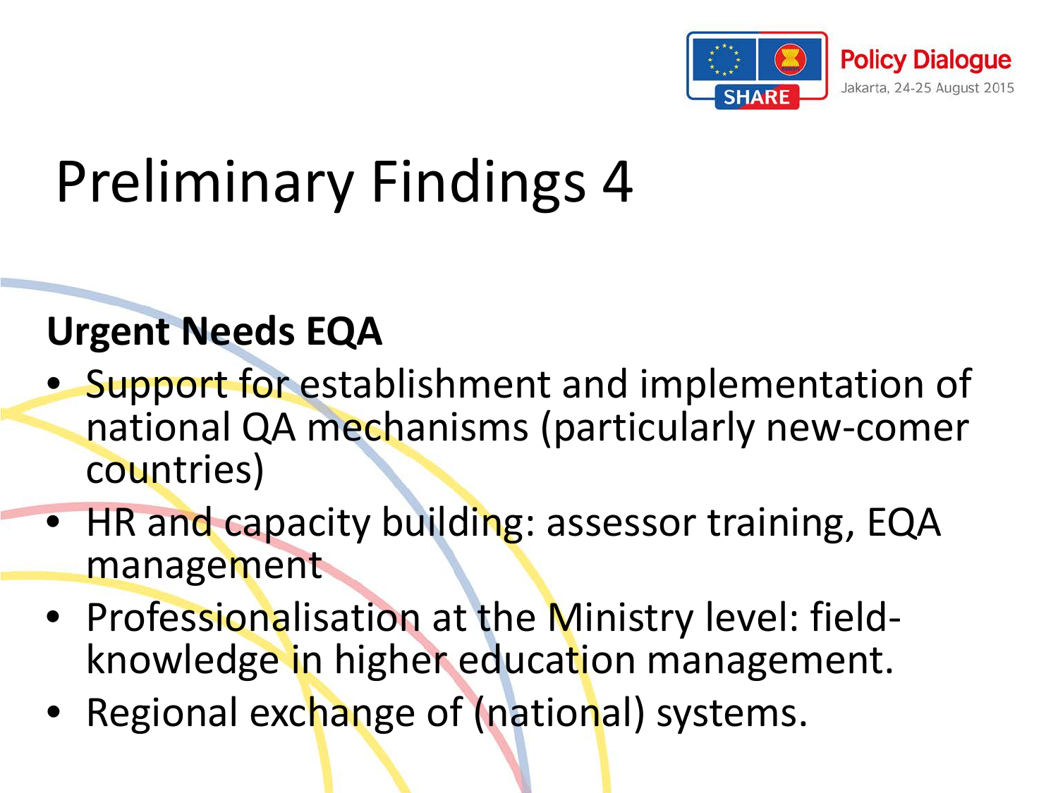# Preliminary Findings 4

**Urgent Needs EQA**

- Support for establishment and implementation of national QA mechanisms (particularly new-comer countries)
- HR and capacity building: assessor training, EQA management
- Professionalisation at the Ministry level: field-knowledge in higher education management.
- Regional exchange of (national) systems.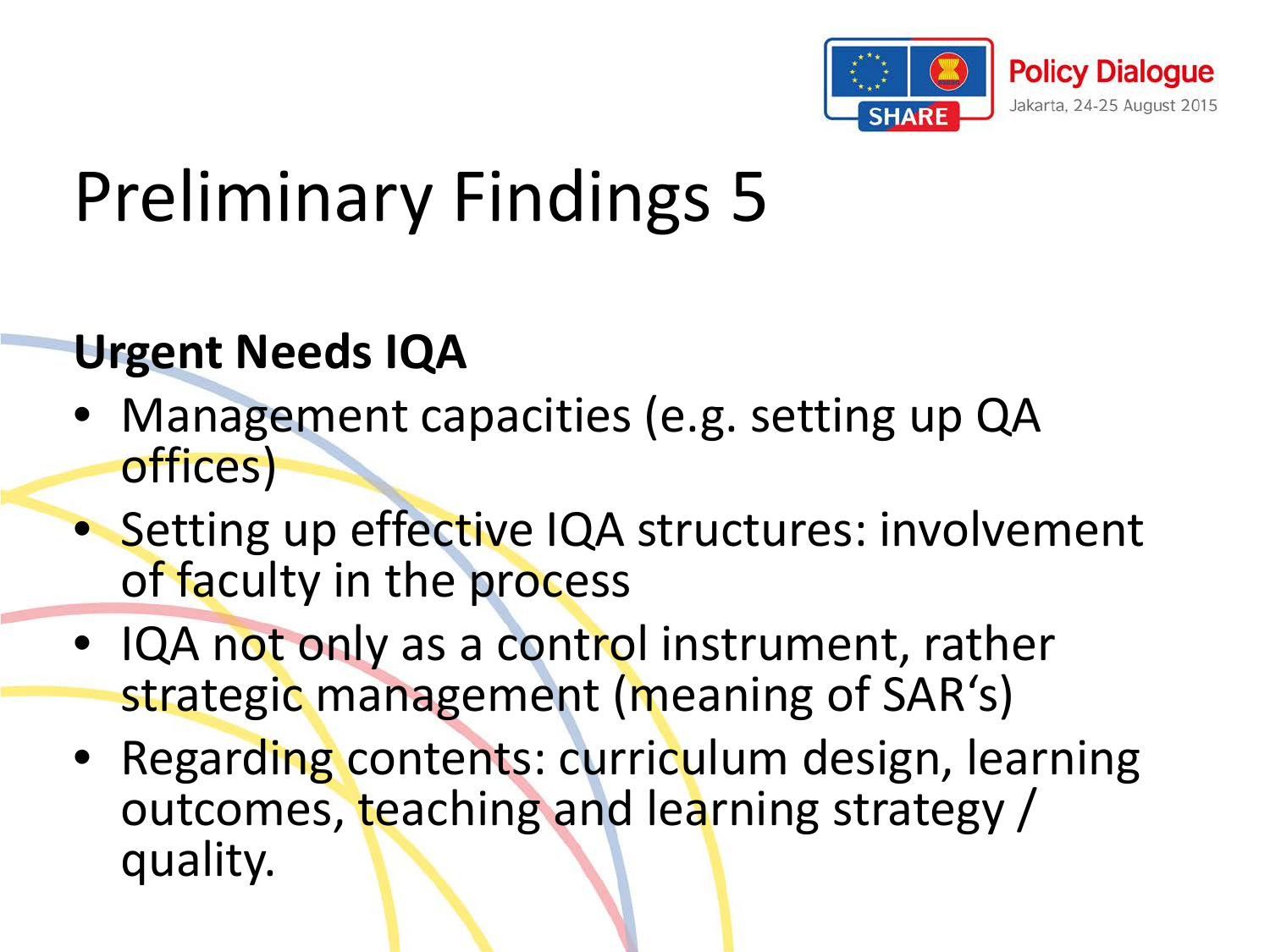# Preliminary Findings 5

**Urgent Needs IQA**

- Management capacities (e.g. setting up QA offices)
- Setting up effective IQA structures: involvement of faculty in the process
- IQA not only as a control instrument, rather strategic management (meaning of SAR's)
- Regarding contents: curriculum design, learning outcomes, teaching and learning strategy / quality.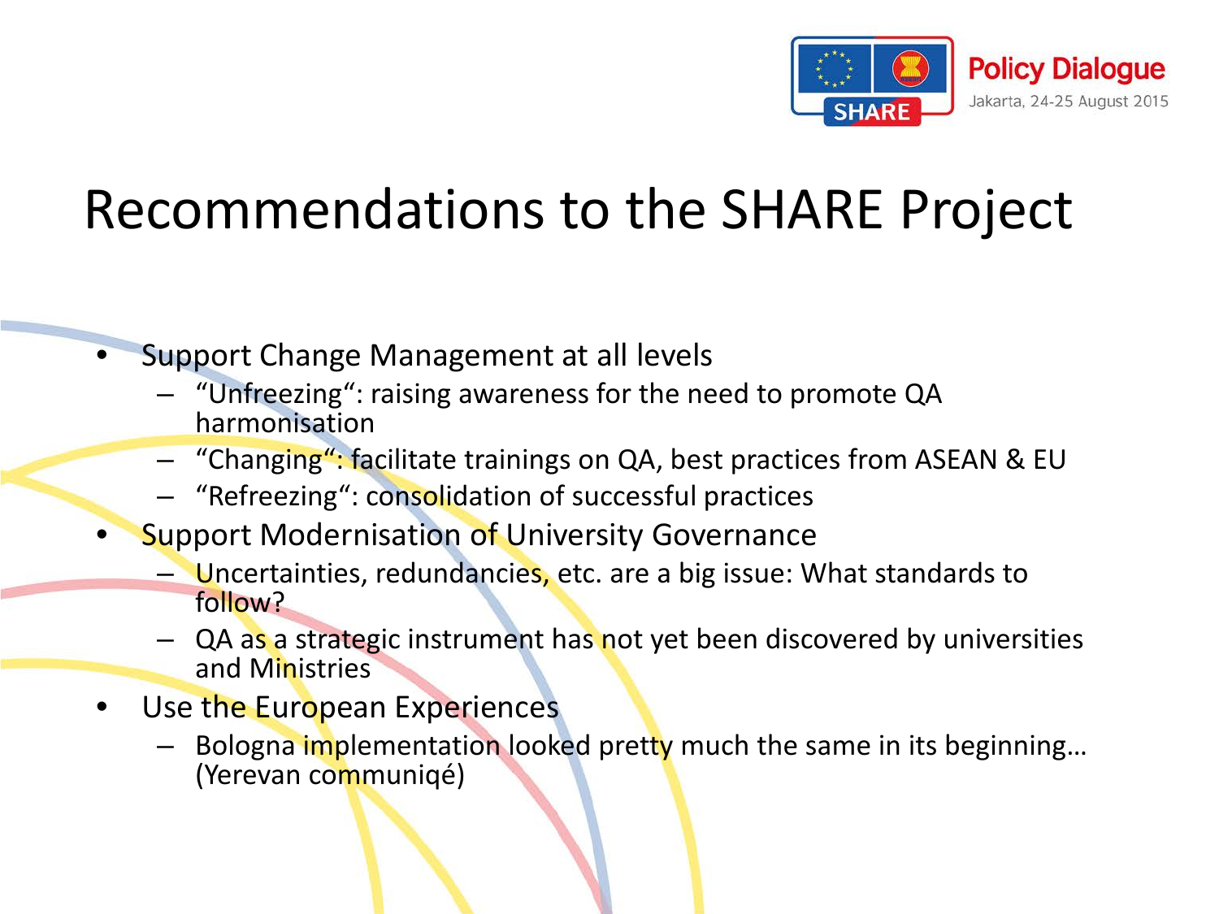# Recommendations to the SHARE Project

- Support Change Management at all levels
  - “Unfreezing“: raising awareness for the need to promote QA harmonisation
  - “Changing“: facilitate trainings on QA, best practices from ASEAN & EU
  - “Refreezing“: consolidation of successful practices
- Support Modernisation of University Governance
  - Uncertainties, redundancies, etc. are a big issue: What standards to follow?
  - QA as a strategic instrument has not yet been discovered by universities and Ministries
- Use the European Experiences
  - Bologna implementation looked pretty much the same in its beginning… (Yerevan communiqé)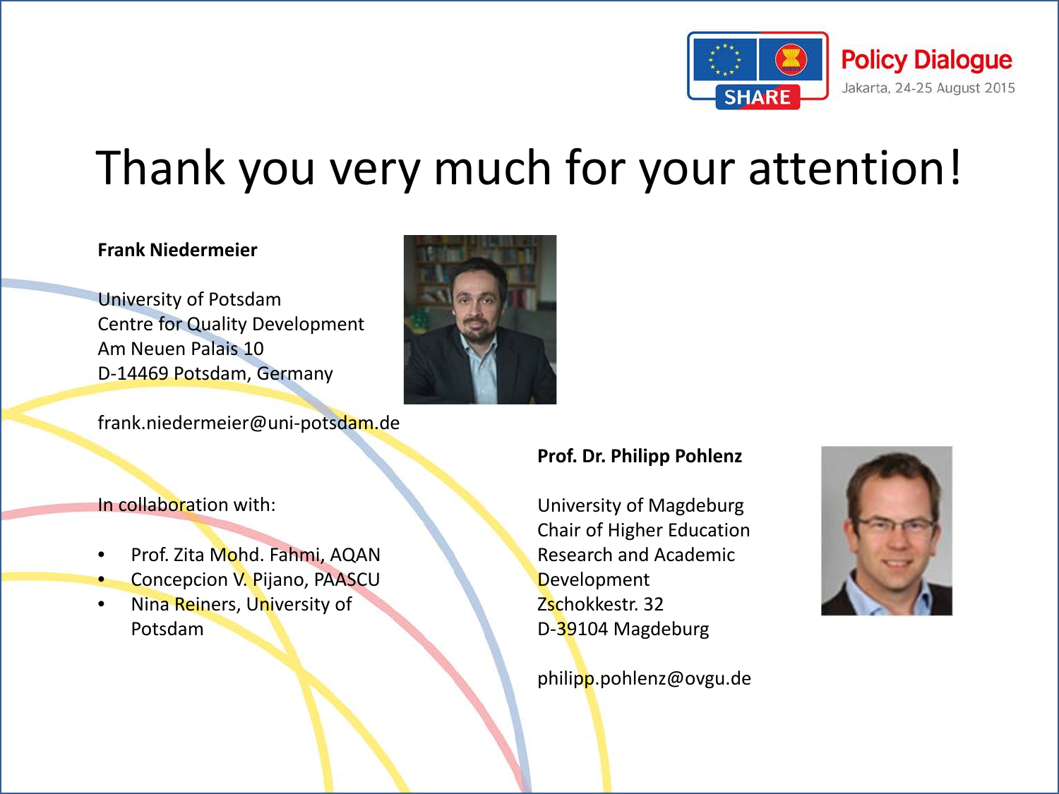# Thank you very much for your attention!

**Frank Niedermeier**

University of Potsdam
Centre for Quality Development
Am Neuen Palais 10
D-14469 Potsdam, Germany

frank.niedermeier@uni-potsdam.de

In collaboration with:

- Prof. Zita Mohd. Fahmi, AQAN
- Concepcion V. Pijano, PAASCU
- Nina Reiners, University of Potsdam

**Prof. Dr. Philipp Pohlenz**

University of Magdeburg
Chair of Higher Education Research and Academic Development
Zschokkestr. 32
D-39104 Magdeburg

philipp.pohlenz@ovgu.de